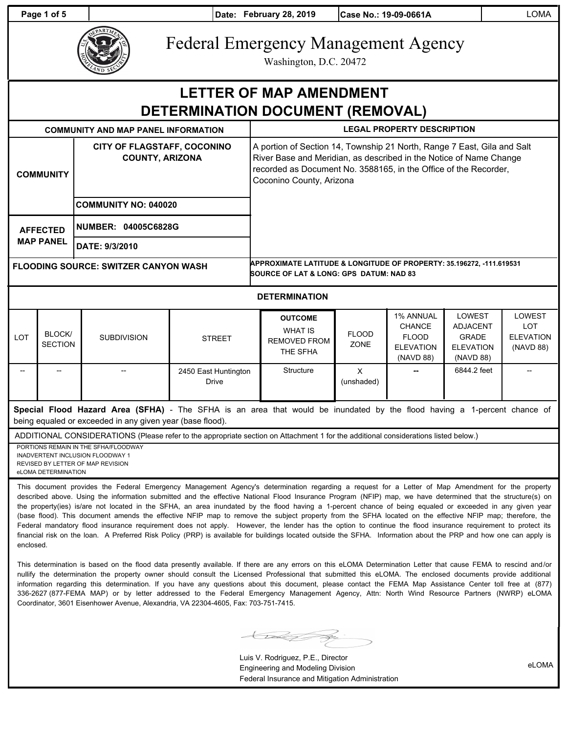| | Date: February 28, 2019 | Case No.: 19-09-0661A | LOMA |
|---|---|---|---|

# Federal Emergency Management Agency

Washington, D.C. 20472

# LETTER OF MAP AMENDMENT DETERMINATION DOCUMENT (REMOVAL)

| COMMUNITY AND MAP PANEL INFORMATION | | LEGAL PROPERTY DESCRIPTION |
|---|---|---|
| COMMUNITY | CITY OF FLAGSTAFF, COCONINO COUNTY, ARIZONA | A portion of Section 14, Township 21 North, Range 7 East, Gila and Salt River Base and Meridian, as described in the Notice of Name Change recorded as Document No. 3588165, in the Office of the Recorder, Coconino County, Arizona |
| | COMMUNITY NO: 040020 | |
| AFFECTED MAP PANEL | NUMBER: 04005C6828G | |
| | DATE: 9/3/2010 | |
| FLOODING SOURCE: SWITZER CANYON WASH | | APPROXIMATE LATITUDE & LONGITUDE OF PROPERTY: 35.196272, -111.619531<br>SOURCE OF LAT & LONG: GPS DATUM: NAD 83 |

## DETERMINATION

| LOT | BLOCK/ SECTION | SUBDIVISION | STREET | OUTCOME WHAT IS REMOVED FROM THE SFHA | FLOOD ZONE | 1% ANNUAL CHANCE FLOOD ELEVATION (NAVD 88) | LOWEST ADJACENT GRADE ELEVATION (NAVD 88) | LOWEST LOT ELEVATION (NAVD 88) |
|---|---|---|---|---|---|---|---|---|
| -- | -- | -- | 2450 East Huntington Drive | Structure | X (unshaded) | -- | 6844.2 feet | -- |

**Special Flood Hazard Area (SFHA)** - The SFHA is an area that would be inundated by the flood having a 1-percent chance of being equaled or exceeded in any given year (base flood).

ADDITIONAL CONSIDERATIONS (Please refer to the appropriate section on Attachment 1 for the additional considerations listed below.)

PORTIONS REMAIN IN THE SFHA/FLOODWAY
INADVERTENT INCLUSION FLOODWAY 1
REVISED BY LETTER OF MAP REVISION
eLOMA DETERMINATION

This document provides the Federal Emergency Management Agency's determination regarding a request for a Letter of Map Amendment for the property described above. Using the information submitted and the effective National Flood Insurance Program (NFIP) map, we have determined that the structure(s) on the property(ies) is/are not located in the SFHA, an area inundated by the flood having a 1-percent chance of being equaled or exceeded in any given year (base flood). This document amends the effective NFIP map to remove the subject property from the SFHA located on the effective NFIP map; therefore, the Federal mandatory flood insurance requirement does not apply. However, the lender has the option to continue the flood insurance requirement to protect its financial risk on the loan. A Preferred Risk Policy (PRP) is available for buildings located outside the SFHA. Information about the PRP and how one can apply is enclosed.

This determination is based on the flood data presently available. If there are any errors on this eLOMA Determination Letter that cause FEMA to rescind and/or nullify the determination the property owner should consult the Licensed Professional that submitted this eLOMA. The enclosed documents provide additional information regarding this determination. If you have any questions about this document, please contact the FEMA Map Assistance Center toll free at (877) 336-2627 (877-FEMA MAP) or by letter addressed to the Federal Emergency Management Agency, Attn: North Wind Resource Partners (NWRP) eLOMA Coordinator, 3601 Eisenhower Avenue, Alexandria, VA 22304-4605, Fax: 703-751-7415.

Luis V. Rodriguez, P.E., Director
Engineering and Modeling Division
Federal Insurance and Mitigation Administration

eLOMA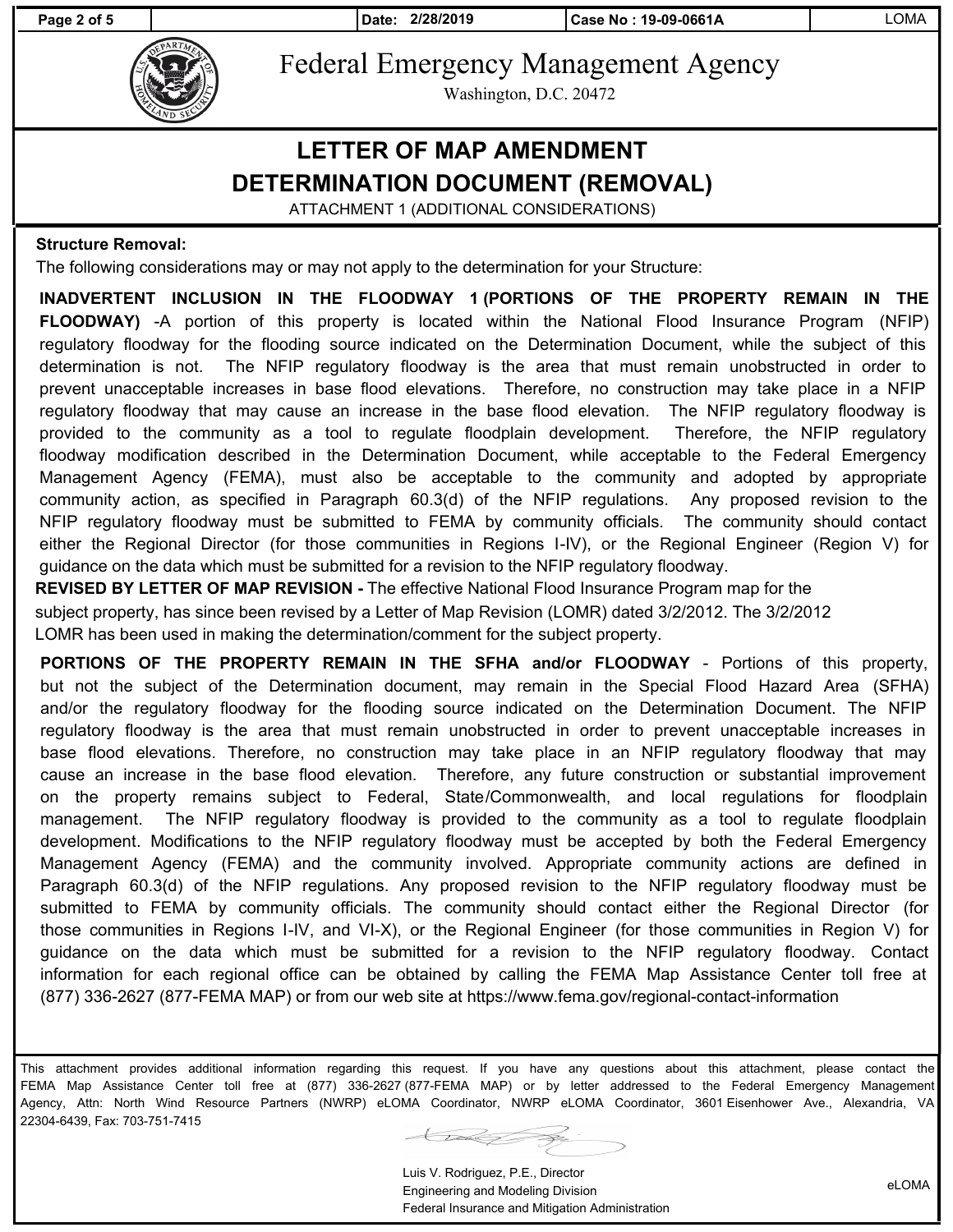Date: 2/28/2019 | Case No : 19-09-0661A | LOMA

# Federal Emergency Management Agency

Washington, D.C. 20472

## LETTER OF MAP AMENDMENT DETERMINATION DOCUMENT (REMOVAL)

ATTACHMENT 1 (ADDITIONAL CONSIDERATIONS)

**Structure Removal:**

The following considerations may or may not apply to the determination for your Structure:

**INADVERTENT INCLUSION IN THE FLOODWAY 1 (PORTIONS OF THE PROPERTY REMAIN IN THE FLOODWAY)** -A portion of this property is located within the National Flood Insurance Program (NFIP) regulatory floodway for the flooding source indicated on the Determination Document, while the subject of this determination is not. The NFIP regulatory floodway is the area that must remain unobstructed in order to prevent unacceptable increases in base flood elevations. Therefore, no construction may take place in a NFIP regulatory floodway that may cause an increase in the base flood elevation. The NFIP regulatory floodway is provided to the community as a tool to regulate floodplain development. Therefore, the NFIP regulatory floodway modification described in the Determination Document, while acceptable to the Federal Emergency Management Agency (FEMA), must also be acceptable to the community and adopted by appropriate community action, as specified in Paragraph 60.3(d) of the NFIP regulations. Any proposed revision to the NFIP regulatory floodway must be submitted to FEMA by community officials. The community should contact either the Regional Director (for those communities in Regions I-IV), or the Regional Engineer (Region V) for guidance on the data which must be submitted for a revision to the NFIP regulatory floodway.

**REVISED BY LETTER OF MAP REVISION -** The effective National Flood Insurance Program map for the subject property, has since been revised by a Letter of Map Revision (LOMR) dated 3/2/2012. The 3/2/2012 LOMR has been used in making the determination/comment for the subject property.

**PORTIONS OF THE PROPERTY REMAIN IN THE SFHA and/or FLOODWAY** - Portions of this property, but not the subject of the Determination document, may remain in the Special Flood Hazard Area (SFHA) and/or the regulatory floodway for the flooding source indicated on the Determination Document. The NFIP regulatory floodway is the area that must remain unobstructed in order to prevent unacceptable increases in base flood elevations. Therefore, no construction may take place in an NFIP regulatory floodway that may cause an increase in the base flood elevation. Therefore, any future construction or substantial improvement on the property remains subject to Federal, State/Commonwealth, and local regulations for floodplain management. The NFIP regulatory floodway is provided to the community as a tool to regulate floodplain development. Modifications to the NFIP regulatory floodway must be accepted by both the Federal Emergency Management Agency (FEMA) and the community involved. Appropriate community actions are defined in Paragraph 60.3(d) of the NFIP regulations. Any proposed revision to the NFIP regulatory floodway must be submitted to FEMA by community officials. The community should contact either the Regional Director (for those communities in Regions I-IV, and VI-X), or the Regional Engineer (for those communities in Region V) for guidance on the data which must be submitted for a revision to the NFIP regulatory floodway. Contact information for each regional office can be obtained by calling the FEMA Map Assistance Center toll free at (877) 336-2627 (877-FEMA MAP) or from our web site at https://www.fema.gov/regional-contact-information

This attachment provides additional information regarding this request. If you have any questions about this attachment, please contact the FEMA Map Assistance Center toll free at (877) 336-2627 (877-FEMA MAP) or by letter addressed to the Federal Emergency Management Agency, Attn: North Wind Resource Partners (NWRP) eLOMA Coordinator, NWRP eLOMA Coordinator, 3601 Eisenhower Ave., Alexandria, VA 22304-6439, Fax: 703-751-7415

Luis V. Rodriguez, P.E., Director
Engineering and Modeling Division
Federal Insurance and Mitigation Administration

eLOMA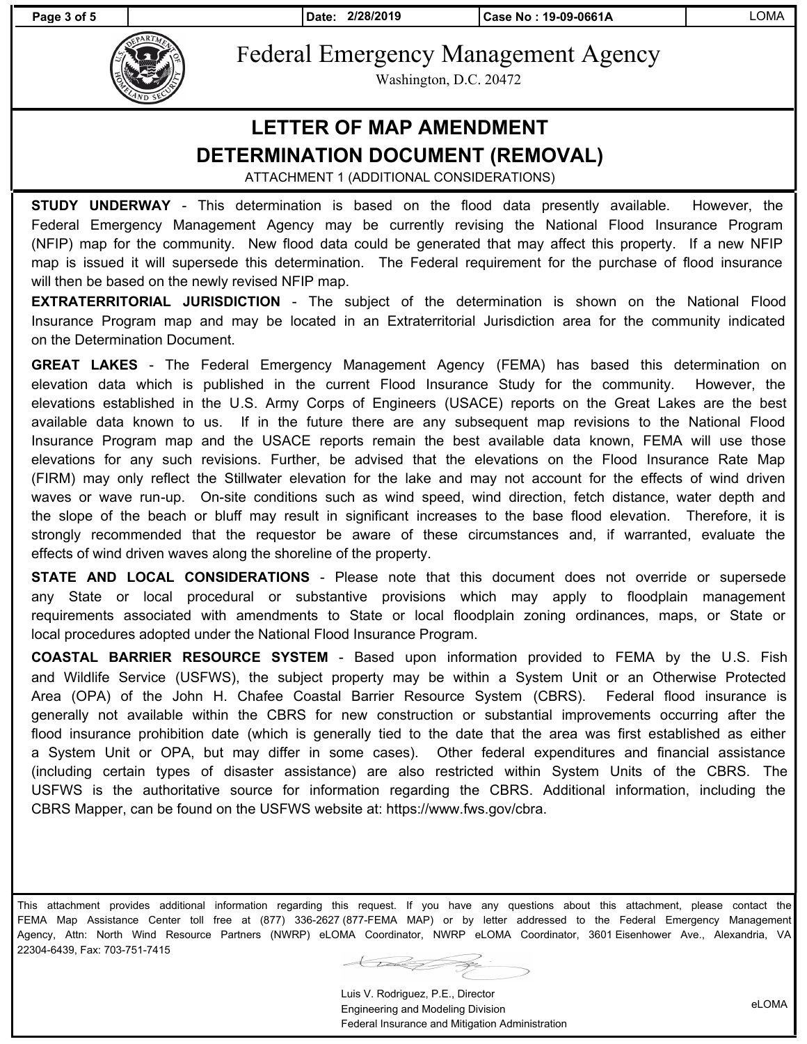Date: 2/28/2019 | Case No : 19-09-0661A | LOMA

# Federal Emergency Management Agency

Washington, D.C. 20472

## LETTER OF MAP AMENDMENT DETERMINATION DOCUMENT (REMOVAL)

ATTACHMENT 1 (ADDITIONAL CONSIDERATIONS)

**STUDY UNDERWAY** - This determination is based on the flood data presently available. However, the Federal Emergency Management Agency may be currently revising the National Flood Insurance Program (NFIP) map for the community. New flood data could be generated that may affect this property. If a new NFIP map is issued it will supersede this determination. The Federal requirement for the purchase of flood insurance will then be based on the newly revised NFIP map.

**EXTRATERRITORIAL JURISDICTION** - The subject of the determination is shown on the National Flood Insurance Program map and may be located in an Extraterritorial Jurisdiction area for the community indicated on the Determination Document.

**GREAT LAKES** - The Federal Emergency Management Agency (FEMA) has based this determination on elevation data which is published in the current Flood Insurance Study for the community. However, the elevations established in the U.S. Army Corps of Engineers (USACE) reports on the Great Lakes are the best available data known to us. If in the future there are any subsequent map revisions to the National Flood Insurance Program map and the USACE reports remain the best available data known, FEMA will use those elevations for any such revisions. Further, be advised that the elevations on the Flood Insurance Rate Map (FIRM) may only reflect the Stillwater elevation for the lake and may not account for the effects of wind driven waves or wave run-up. On-site conditions such as wind speed, wind direction, fetch distance, water depth and the slope of the beach or bluff may result in significant increases to the base flood elevation. Therefore, it is strongly recommended that the requestor be aware of these circumstances and, if warranted, evaluate the effects of wind driven waves along the shoreline of the property.

**STATE AND LOCAL CONSIDERATIONS** - Please note that this document does not override or supersede any State or local procedural or substantive provisions which may apply to floodplain management requirements associated with amendments to State or local floodplain zoning ordinances, maps, or State or local procedures adopted under the National Flood Insurance Program.

**COASTAL BARRIER RESOURCE SYSTEM** - Based upon information provided to FEMA by the U.S. Fish and Wildlife Service (USFWS), the subject property may be within a System Unit or an Otherwise Protected Area (OPA) of the John H. Chafee Coastal Barrier Resource System (CBRS). Federal flood insurance is generally not available within the CBRS for new construction or substantial improvements occurring after the flood insurance prohibition date (which is generally tied to the date that the area was first established as either a System Unit or OPA, but may differ in some cases). Other federal expenditures and financial assistance (including certain types of disaster assistance) are also restricted within System Units of the CBRS. The USFWS is the authoritative source for information regarding the CBRS. Additional information, including the CBRS Mapper, can be found on the USFWS website at: https://www.fws.gov/cbra.

This attachment provides additional information regarding this request. If you have any questions about this attachment, please contact the FEMA Map Assistance Center toll free at (877) 336-2627 (877-FEMA MAP) or by letter addressed to the Federal Emergency Management Agency, Attn: North Wind Resource Partners (NWRP) eLOMA Coordinator, NWRP eLOMA Coordinator, 3601 Eisenhower Ave., Alexandria, VA 22304-6439, Fax: 703-751-7415

Luis V. Rodriguez, P.E., Director
Engineering and Modeling Division
Federal Insurance and Mitigation Administration

eLOMA